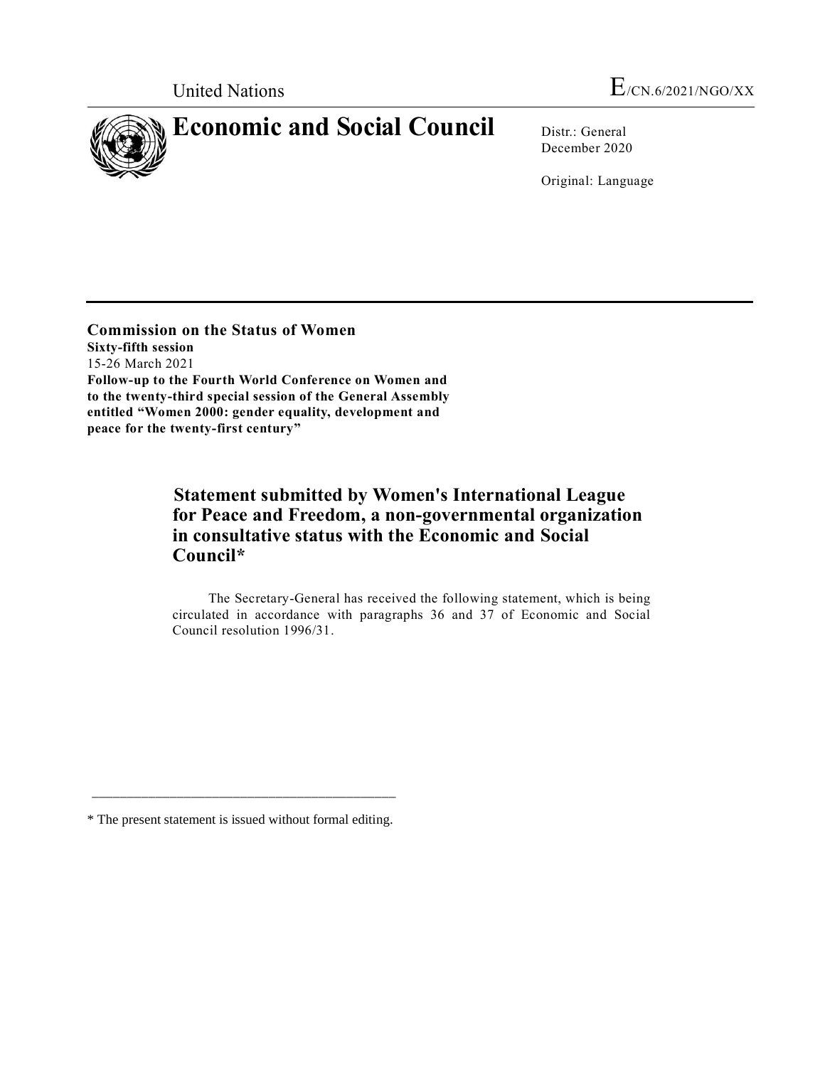United Nations E/CN.6/2021/NGO/XX

# Economic and Social Council

Distr.: General
December 2020

Original: Language

**Commission on the Status of Women**
**Sixty-fifth session**
15-26 March 2021
**Follow-up to the Fourth World Conference on Women and to the twenty-third special session of the General Assembly entitled "Women 2000: gender equality, development and peace for the twenty-first century"**

## Statement submitted by Women's International League for Peace and Freedom, a non-governmental organization in consultative status with the Economic and Social Council*

The Secretary-General has received the following statement, which is being circulated in accordance with paragraphs 36 and 37 of Economic and Social Council resolution 1996/31.

---

* The present statement is issued without formal editing.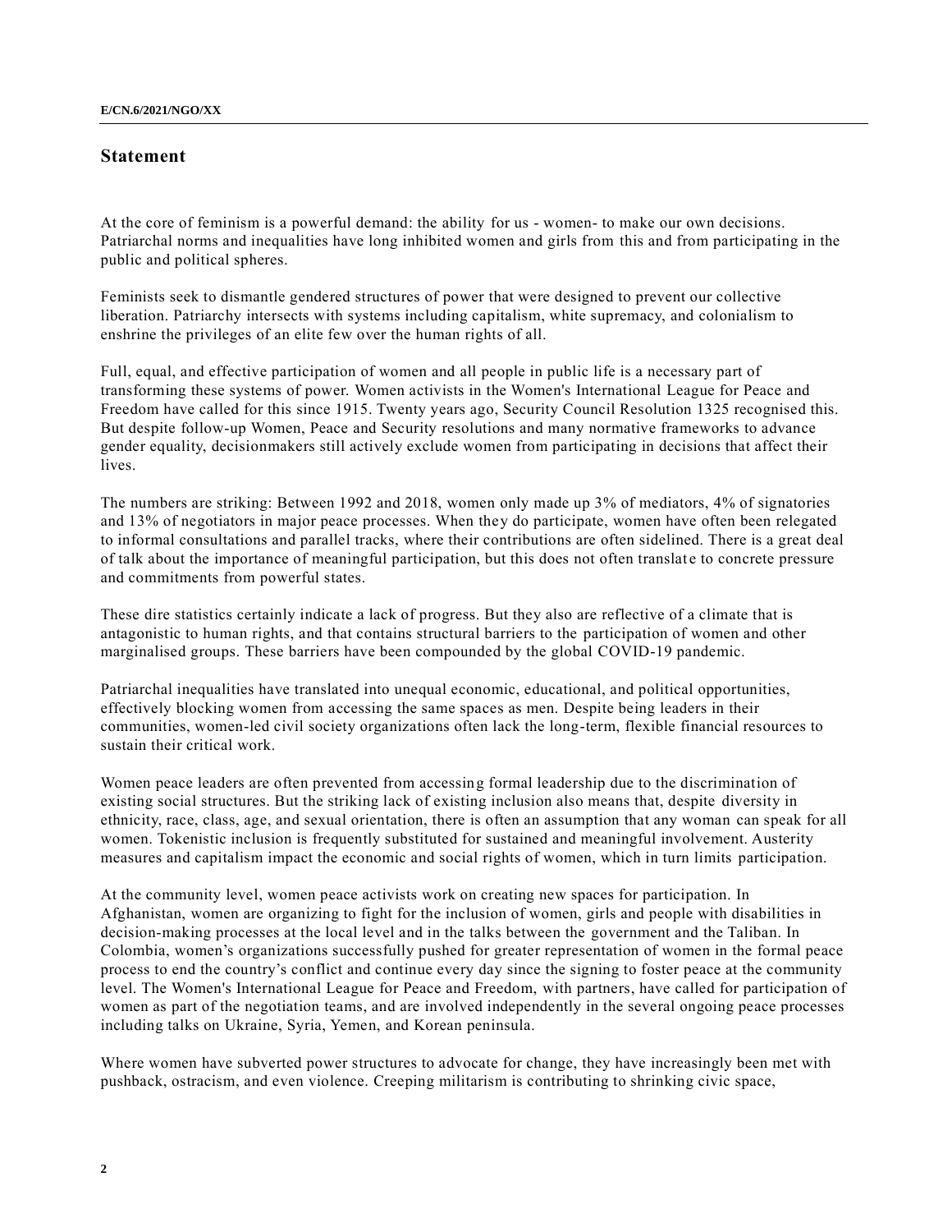## Statement

At the core of feminism is a powerful demand: the ability for us - women- to make our own decisions. Patriarchal norms and inequalities have long inhibited women and girls from this and from participating in the public and political spheres.

Feminists seek to dismantle gendered structures of power that were designed to prevent our collective liberation. Patriarchy intersects with systems including capitalism, white supremacy, and colonialism to enshrine the privileges of an elite few over the human rights of all.

Full, equal, and effective participation of women and all people in public life is a necessary part of transforming these systems of power. Women activists in the Women's International League for Peace and Freedom have called for this since 1915. Twenty years ago, Security Council Resolution 1325 recognised this. But despite follow-up Women, Peace and Security resolutions and many normative frameworks to advance gender equality, decisionmakers still actively exclude women from participating in decisions that affect their lives.

The numbers are striking: Between 1992 and 2018, women only made up 3% of mediators, 4% of signatories and 13% of negotiators in major peace processes. When they do participate, women have often been relegated to informal consultations and parallel tracks, where their contributions are often sidelined. There is a great deal of talk about the importance of meaningful participation, but this does not often translate to concrete pressure and commitments from powerful states.

These dire statistics certainly indicate a lack of progress. But they also are reflective of a climate that is antagonistic to human rights, and that contains structural barriers to the participation of women and other marginalised groups. These barriers have been compounded by the global COVID-19 pandemic.

Patriarchal inequalities have translated into unequal economic, educational, and political opportunities, effectively blocking women from accessing the same spaces as men. Despite being leaders in their communities, women-led civil society organizations often lack the long-term, flexible financial resources to sustain their critical work.

Women peace leaders are often prevented from accessing formal leadership due to the discrimination of existing social structures. But the striking lack of existing inclusion also means that, despite diversity in ethnicity, race, class, age, and sexual orientation, there is often an assumption that any woman can speak for all women. Tokenistic inclusion is frequently substituted for sustained and meaningful involvement. Austerity measures and capitalism impact the economic and social rights of women, which in turn limits participation.

At the community level, women peace activists work on creating new spaces for participation. In Afghanistan, women are organizing to fight for the inclusion of women, girls and people with disabilities in decision-making processes at the local level and in the talks between the government and the Taliban. In Colombia, women's organizations successfully pushed for greater representation of women in the formal peace process to end the country's conflict and continue every day since the signing to foster peace at the community level. The Women's International League for Peace and Freedom, with partners, have called for participation of women as part of the negotiation teams, and are involved independently in the several ongoing peace processes including talks on Ukraine, Syria, Yemen, and Korean peninsula.

Where women have subverted power structures to advocate for change, they have increasingly been met with pushback, ostracism, and even violence. Creeping militarism is contributing to shrinking civic space,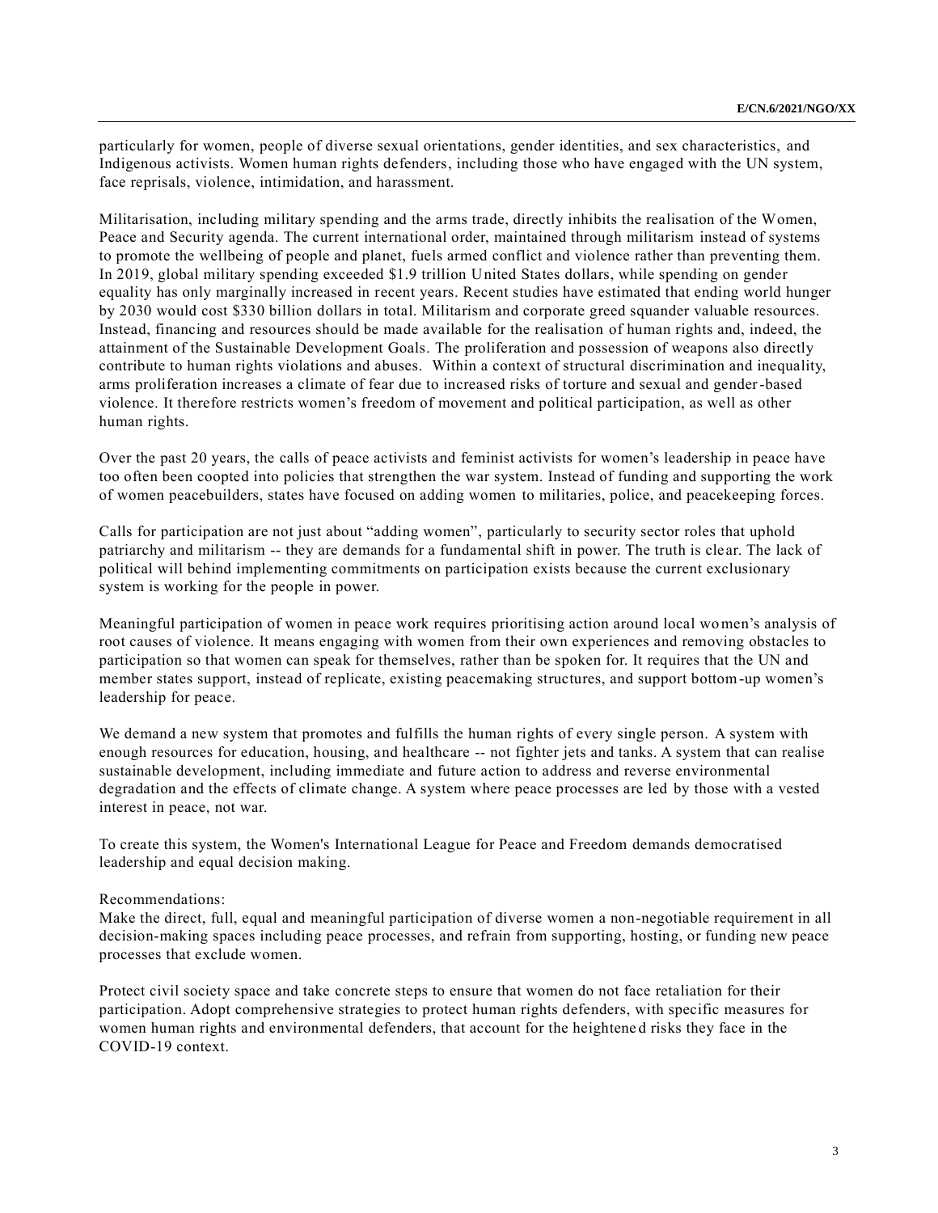particularly for women, people of diverse sexual orientations, gender identities, and sex characteristics, and Indigenous activists. Women human rights defenders, including those who have engaged with the UN system, face reprisals, violence, intimidation, and harassment.

Militarisation, including military spending and the arms trade, directly inhibits the realisation of the Women, Peace and Security agenda. The current international order, maintained through militarism instead of systems to promote the wellbeing of people and planet, fuels armed conflict and violence rather than preventing them. In 2019, global military spending exceeded $1.9 trillion United States dollars, while spending on gender equality has only marginally increased in recent years. Recent studies have estimated that ending world hunger by 2030 would cost $330 billion dollars in total. Militarism and corporate greed squander valuable resources. Instead, financing and resources should be made available for the realisation of human rights and, indeed, the attainment of the Sustainable Development Goals. The proliferation and possession of weapons also directly contribute to human rights violations and abuses. Within a context of structural discrimination and inequality, arms proliferation increases a climate of fear due to increased risks of torture and sexual and gender-based violence. It therefore restricts women's freedom of movement and political participation, as well as other human rights.

Over the past 20 years, the calls of peace activists and feminist activists for women's leadership in peace have too often been coopted into policies that strengthen the war system. Instead of funding and supporting the work of women peacebuilders, states have focused on adding women to militaries, police, and peacekeeping forces.

Calls for participation are not just about "adding women", particularly to security sector roles that uphold patriarchy and militarism -- they are demands for a fundamental shift in power. The truth is clear. The lack of political will behind implementing commitments on participation exists because the current exclusionary system is working for the people in power.

Meaningful participation of women in peace work requires prioritising action around local women's analysis of root causes of violence. It means engaging with women from their own experiences and removing obstacles to participation so that women can speak for themselves, rather than be spoken for. It requires that the UN and member states support, instead of replicate, existing peacemaking structures, and support bottom-up women's leadership for peace.

We demand a new system that promotes and fulfills the human rights of every single person. A system with enough resources for education, housing, and healthcare -- not fighter jets and tanks. A system that can realise sustainable development, including immediate and future action to address and reverse environmental degradation and the effects of climate change. A system where peace processes are led by those with a vested interest in peace, not war.

To create this system, the Women's International League for Peace and Freedom demands democratised leadership and equal decision making.

Recommendations:

Make the direct, full, equal and meaningful participation of diverse women a non-negotiable requirement in all decision-making spaces including peace processes, and refrain from supporting, hosting, or funding new peace processes that exclude women.

Protect civil society space and take concrete steps to ensure that women do not face retaliation for their participation. Adopt comprehensive strategies to protect human rights defenders, with specific measures for women human rights and environmental defenders, that account for the heightened risks they face in the COVID-19 context.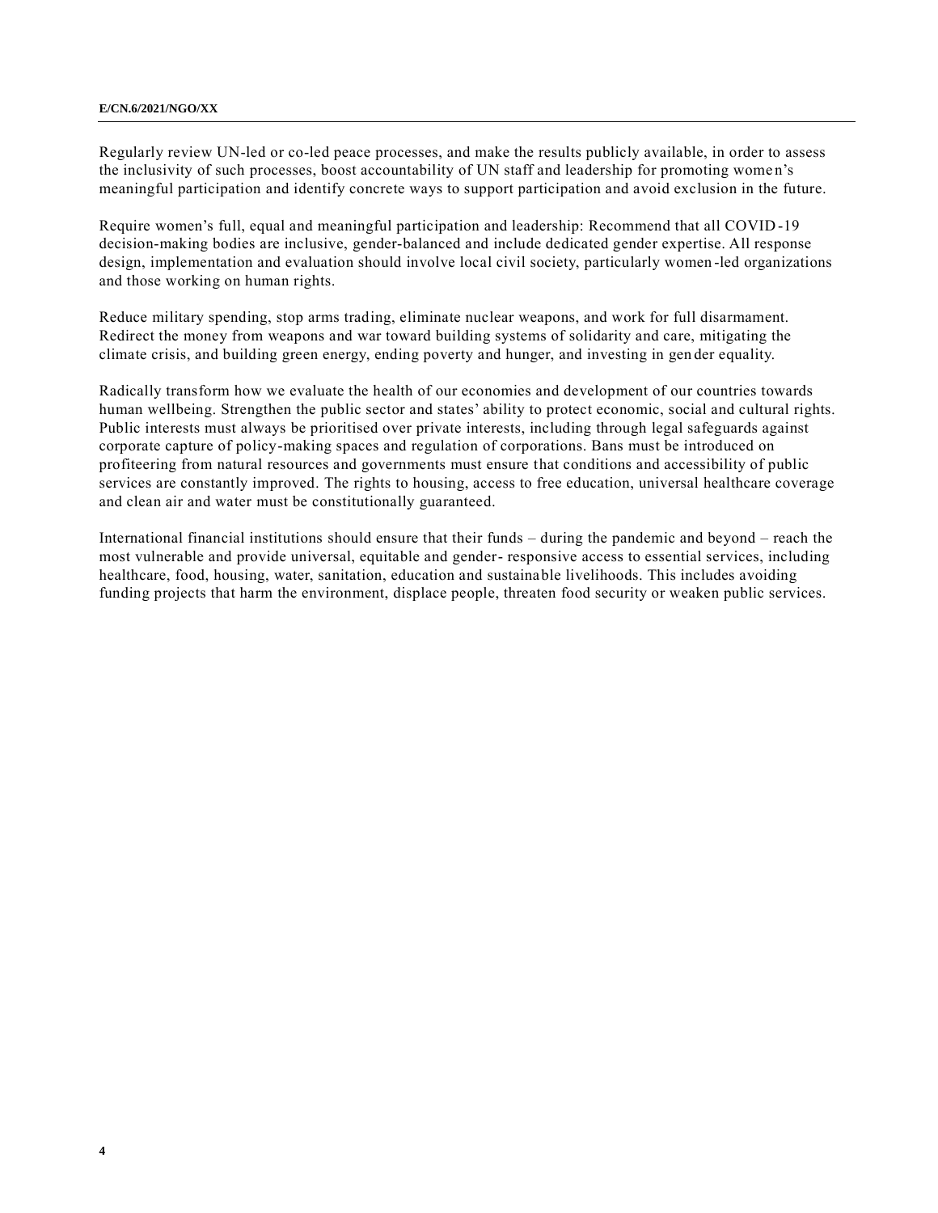Regularly review UN-led or co-led peace processes, and make the results publicly available, in order to assess the inclusivity of such processes, boost accountability of UN staff and leadership for promoting women's meaningful participation and identify concrete ways to support participation and avoid exclusion in the future.

Require women's full, equal and meaningful participation and leadership: Recommend that all COVID-19 decision-making bodies are inclusive, gender-balanced and include dedicated gender expertise. All response design, implementation and evaluation should involve local civil society, particularly women-led organizations and those working on human rights.

Reduce military spending, stop arms trading, eliminate nuclear weapons, and work for full disarmament. Redirect the money from weapons and war toward building systems of solidarity and care, mitigating the climate crisis, and building green energy, ending poverty and hunger, and investing in gender equality.

Radically transform how we evaluate the health of our economies and development of our countries towards human wellbeing. Strengthen the public sector and states' ability to protect economic, social and cultural rights. Public interests must always be prioritised over private interests, including through legal safeguards against corporate capture of policy-making spaces and regulation of corporations. Bans must be introduced on profiteering from natural resources and governments must ensure that conditions and accessibility of public services are constantly improved. The rights to housing, access to free education, universal healthcare coverage and clean air and water must be constitutionally guaranteed.

International financial institutions should ensure that their funds – during the pandemic and beyond – reach the most vulnerable and provide universal, equitable and gender- responsive access to essential services, including healthcare, food, housing, water, sanitation, education and sustainable livelihoods. This includes avoiding funding projects that harm the environment, displace people, threaten food security or weaken public services.